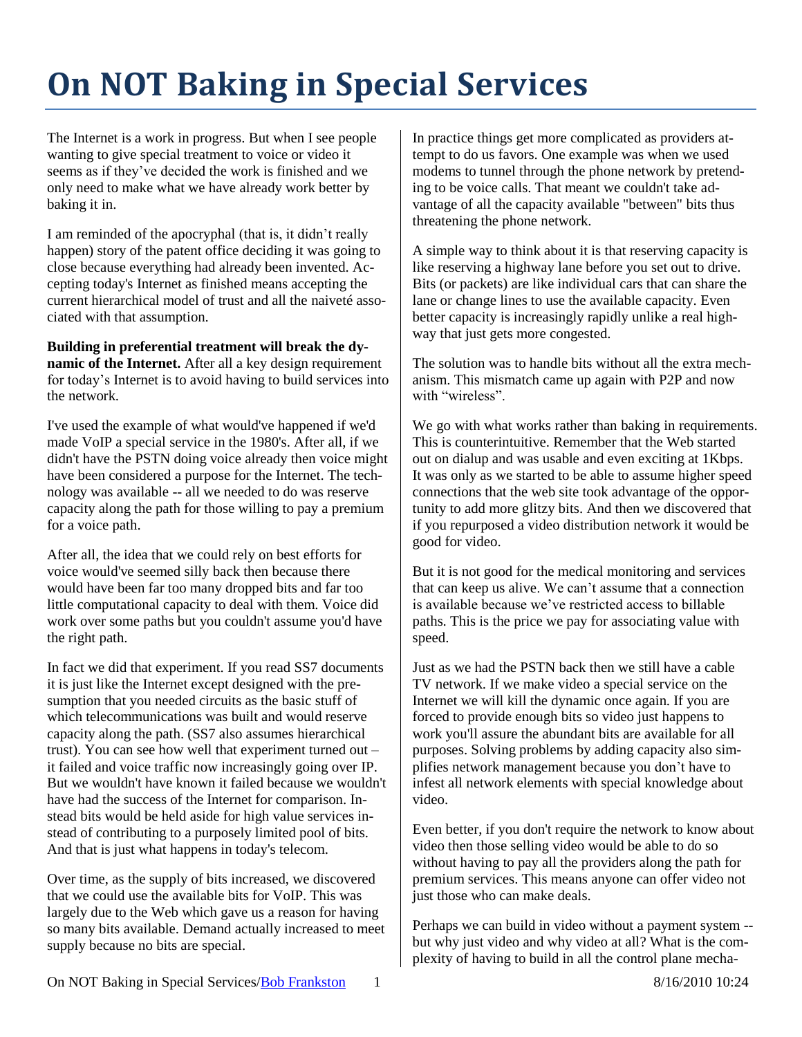# On NOT Baking in Special Services

The Internet is a work in progress. But when I see people wanting to give special treatment to voice or video it seems as if they've decided the work is finished and we only need to make what we have already work better by baking it in.

I am reminded of the apocryphal (that is, it didn't really happen) story of the patent office deciding it was going to close because everything had already been invented. Accepting today's Internet as finished means accepting the current hierarchical model of trust and all the naiveté associated with that assumption.

**Building in preferential treatment will break the dynamic of the Internet.** After all a key design requirement for today's Internet is to avoid having to build services into the network.

I've used the example of what would've happened if we'd made VoIP a special service in the 1980's. After all, if we didn't have the PSTN doing voice already then voice might have been considered a purpose for the Internet. The technology was available -- all we needed to do was reserve capacity along the path for those willing to pay a premium for a voice path.

After all, the idea that we could rely on best efforts for voice would've seemed silly back then because there would have been far too many dropped bits and far too little computational capacity to deal with them. Voice did work over some paths but you couldn't assume you'd have the right path.

In fact we did that experiment. If you read SS7 documents it is just like the Internet except designed with the presumption that you needed circuits as the basic stuff of which telecommunications was built and would reserve capacity along the path. (SS7 also assumes hierarchical trust). You can see how well that experiment turned out – it failed and voice traffic now increasingly going over IP. But we wouldn't have known it failed because we wouldn't have had the success of the Internet for comparison. Instead bits would be held aside for high value services instead of contributing to a purposely limited pool of bits. And that is just what happens in today's telecom.

Over time, as the supply of bits increased, we discovered that we could use the available bits for VoIP. This was largely due to the Web which gave us a reason for having so many bits available. Demand actually increased to meet supply because no bits are special.

In practice things get more complicated as providers attempt to do us favors. One example was when we used modems to tunnel through the phone network by pretending to be voice calls. That meant we couldn't take advantage of all the capacity available "between" bits thus threatening the phone network.

A simple way to think about it is that reserving capacity is like reserving a highway lane before you set out to drive. Bits (or packets) are like individual cars that can share the lane or change lines to use the available capacity. Even better capacity is increasingly rapidly unlike a real highway that just gets more congested.

The solution was to handle bits without all the extra mechanism. This mismatch came up again with P2P and now with "wireless".

We go with what works rather than baking in requirements. This is counterintuitive. Remember that the Web started out on dialup and was usable and even exciting at 1Kbps. It was only as we started to be able to assume higher speed connections that the web site took advantage of the opportunity to add more glitzy bits. And then we discovered that if you repurposed a video distribution network it would be good for video.

But it is not good for the medical monitoring and services that can keep us alive. We can't assume that a connection is available because we've restricted access to billable paths. This is the price we pay for associating value with speed.

Just as we had the PSTN back then we still have a cable TV network. If we make video a special service on the Internet we will kill the dynamic once again. If you are forced to provide enough bits so video just happens to work you'll assure the abundant bits are available for all purposes. Solving problems by adding capacity also simplifies network management because you don't have to infest all network elements with special knowledge about video.

Even better, if you don't require the network to know about video then those selling video would be able to do so without having to pay all the providers along the path for premium services. This means anyone can offer video not just those who can make deals.

Perhaps we can build in video without a payment system -- but why just video and why video at all? What is the complexity of having to build in all the control plane mecha-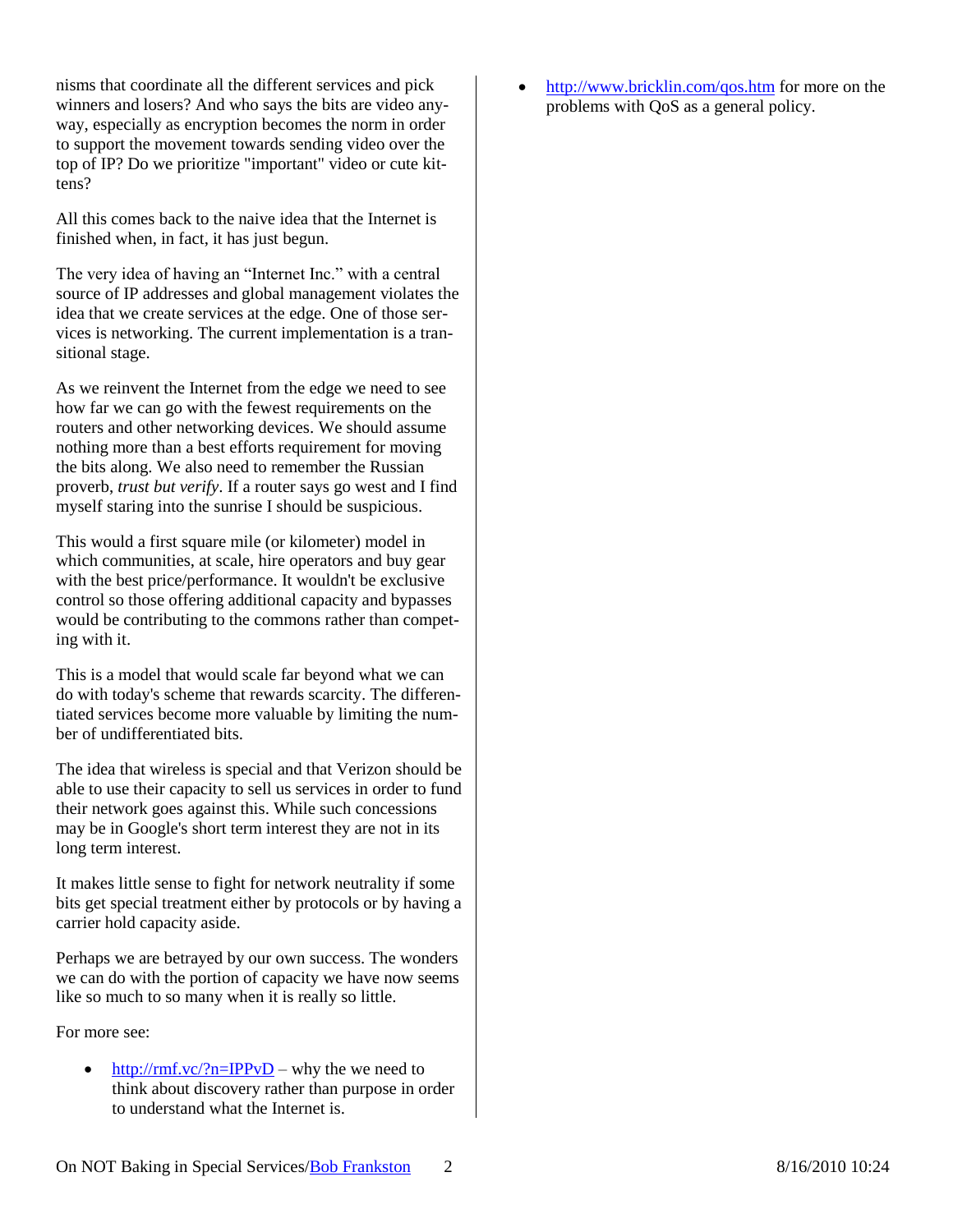nisms that coordinate all the different services and pick winners and losers? And who says the bits are video anyway, especially as encryption becomes the norm in order to support the movement towards sending video over the top of IP? Do we prioritize "important" video or cute kittens?

All this comes back to the naive idea that the Internet is finished when, in fact, it has just begun.

The very idea of having an "Internet Inc." with a central source of IP addresses and global management violates the idea that we create services at the edge. One of those services is networking. The current implementation is a transitional stage.

As we reinvent the Internet from the edge we need to see how far we can go with the fewest requirements on the routers and other networking devices. We should assume nothing more than a best efforts requirement for moving the bits along. We also need to remember the Russian proverb, *trust but verify*. If a router says go west and I find myself staring into the sunrise I should be suspicious.

This would a first square mile (or kilometer) model in which communities, at scale, hire operators and buy gear with the best price/performance. It wouldn't be exclusive control so those offering additional capacity and bypasses would be contributing to the commons rather than competing with it.

This is a model that would scale far beyond what we can do with today's scheme that rewards scarcity. The differentiated services become more valuable by limiting the number of undifferentiated bits.

The idea that wireless is special and that Verizon should be able to use their capacity to sell us services in order to fund their network goes against this. While such concessions may be in Google's short term interest they are not in its long term interest.

It makes little sense to fight for network neutrality if some bits get special treatment either by protocols or by having a carrier hold capacity aside.

Perhaps we are betrayed by our own success. The wonders we can do with the portion of capacity we have now seems like so much to so many when it is really so little.

For more see:

- http://rmf.vc/?n=IPPvD – why the we need to think about discovery rather than purpose in order to understand what the Internet is.
- http://www.bricklin.com/qos.htm for more on the problems with QoS as a general policy.